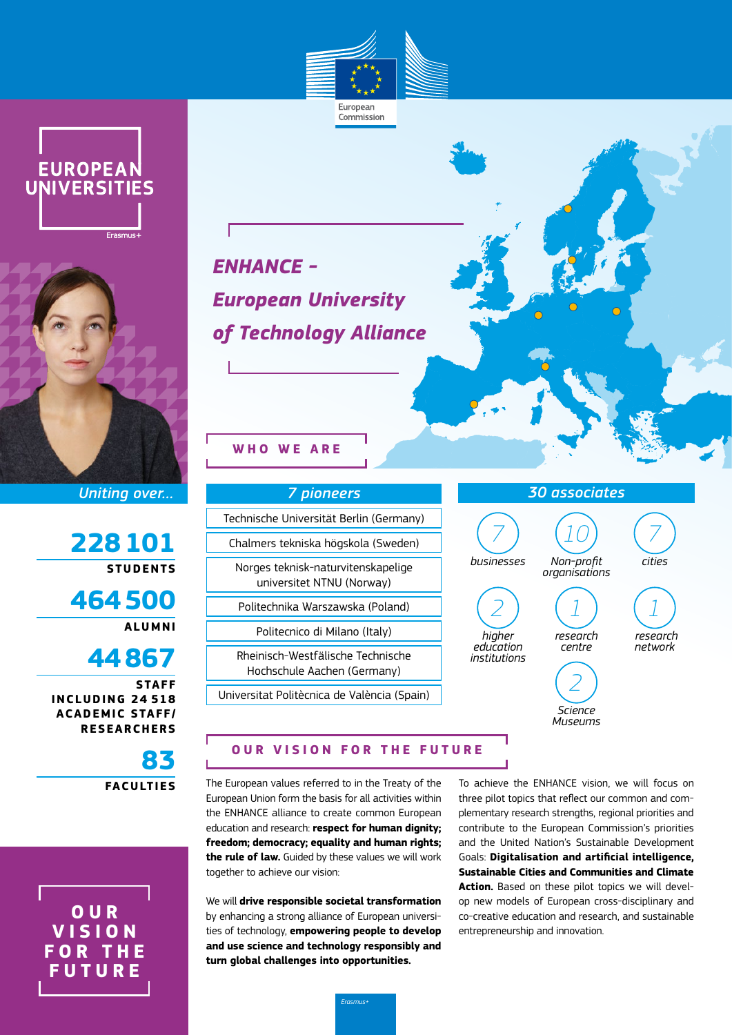European Commission

EUROPEAN UNIVERSITIES

Erasmus+

# *ENHANCE – European University of Technology Alliance*

## WHO WE ARE

*Uniting over...*

**228 101**
**STUDENTS**

**464 500**
**ALUMNI**

**44 867**
**STAFF INCLUDING 24 518 ACADEMIC STAFF/ RESEARCHERS**

**83**
**FACULTIES**

### *7 pioneers*

- Technische Universität Berlin (Germany)
- Chalmers tekniska högskola (Sweden)
- Norges teknisk-naturvitenskapelige universitet NTNU (Norway)
- Politechnika Warszawska (Poland)
- Politecnico di Milano (Italy)
- Rheinisch-Westfälische Technische Hochschule Aachen (Germany)
- Universitat Politècnica de València (Spain)

### *30 associates*

- 7 *businesses*
- 10 *Non-profit organisations*
- 7 *cities*
- 2 *higher education institutions*
- 1 *research centre*
- 1 *research network*
- 2 *Science Museums*

## OUR VISION FOR THE FUTURE

The European values referred to in the Treaty of the European Union form the basis for all activities within the ENHANCE alliance to create common European education and research: **respect for human dignity; freedom; democracy; equality and human rights; the rule of law.** Guided by these values we will work together to achieve our vision:

We will **drive responsible societal transformation** by enhancing a strong alliance of European universities of technology, **empowering people to develop and use science and technology responsibly and turn global challenges into opportunities.**

To achieve the ENHANCE vision, we will focus on three pilot topics that reflect our common and complementary research strengths, regional priorities and contribute to the European Commission's priorities and the United Nation's Sustainable Development Goals: **Digitalisation and artificial intelligence, Sustainable Cities and Communities and Climate Action.** Based on these pilot topics we will develop new models of European cross-disciplinary and co-creative education and research, and sustainable entrepreneurship and innovation.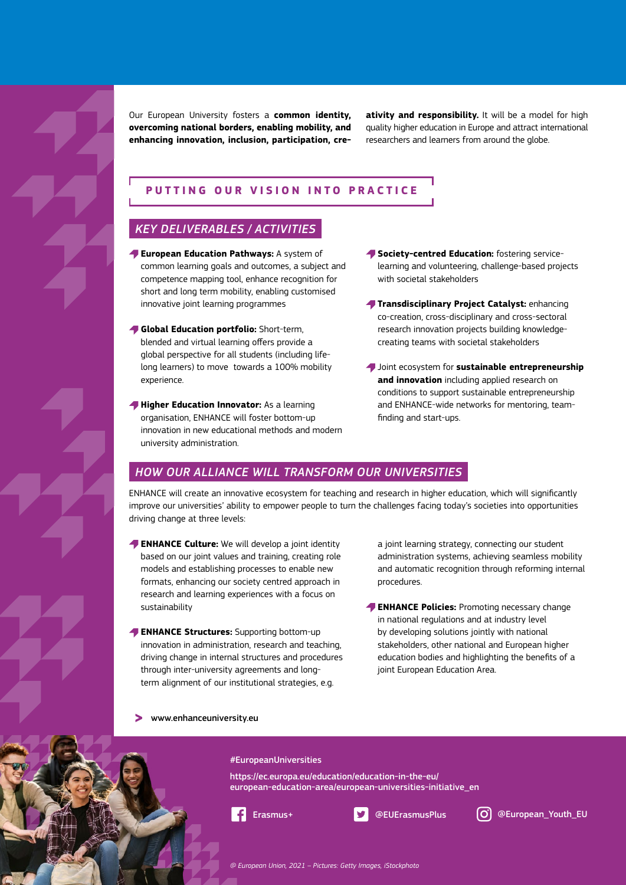Our European University fosters a **common identity, overcoming national borders, enabling mobility, and enhancing innovation, inclusion, participation, creativity and responsibility.** It will be a model for high quality higher education in Europe and attract international researchers and learners from around the globe.

## PUTTING OUR VISION INTO PRACTICE

### *KEY DELIVERABLES / ACTIVITIES*

- **European Education Pathways:** A system of common learning goals and outcomes, a subject and competence mapping tool, enhance recognition for short and long term mobility, enabling customised innovative joint learning programmes
- **Global Education portfolio:** Short-term, blended and virtual learning offers provide a global perspective for all students (including life-long learners) to move towards a 100% mobility experience.
- **Higher Education Innovator:** As a learning organisation, ENHANCE will foster bottom-up innovation in new educational methods and modern university administration.
- **Society-centred Education:** fostering service-learning and volunteering, challenge-based projects with societal stakeholders
- **Transdisciplinary Project Catalyst:** enhancing co-creation, cross-disciplinary and cross-sectoral research innovation projects building knowledge-creating teams with societal stakeholders
- Joint ecosystem for **sustainable entrepreneurship and innovation** including applied research on conditions to support sustainable entrepreneurship and ENHANCE-wide networks for mentoring, team-finding and start-ups.

### *HOW OUR ALLIANCE WILL TRANSFORM OUR UNIVERSITIES*

ENHANCE will create an innovative ecosystem for teaching and research in higher education, which will significantly improve our universities' ability to empower people to turn the challenges facing today's societies into opportunities driving change at three levels:

- **ENHANCE Culture:** We will develop a joint identity based on our joint values and training, creating role models and establishing processes to enable new formats, enhancing our society centred approach in research and learning experiences with a focus on sustainability
- **ENHANCE Structures:** Supporting bottom-up innovation in administration, research and teaching, driving change in internal structures and procedures through inter-university agreements and long-term alignment of our institutional strategies, e.g. a joint learning strategy, connecting our student administration systems, achieving seamless mobility and automatic recognition through reforming internal procedures.
- **ENHANCE Policies:** Promoting necessary change in national regulations and at industry level by developing solutions jointly with national stakeholders, other national and European higher education bodies and highlighting the benefits of a joint European Education Area.

> www.enhanceuniversity.eu

#EuropeanUniversities

https://ec.europa.eu/education/education-in-the-eu/european-education-area/european-universities-initiative_en

Erasmus+ @EUErasmusPlus @European_Youth_EU

*© European Union, 2021 – Pictures: Getty Images, iStockphoto*